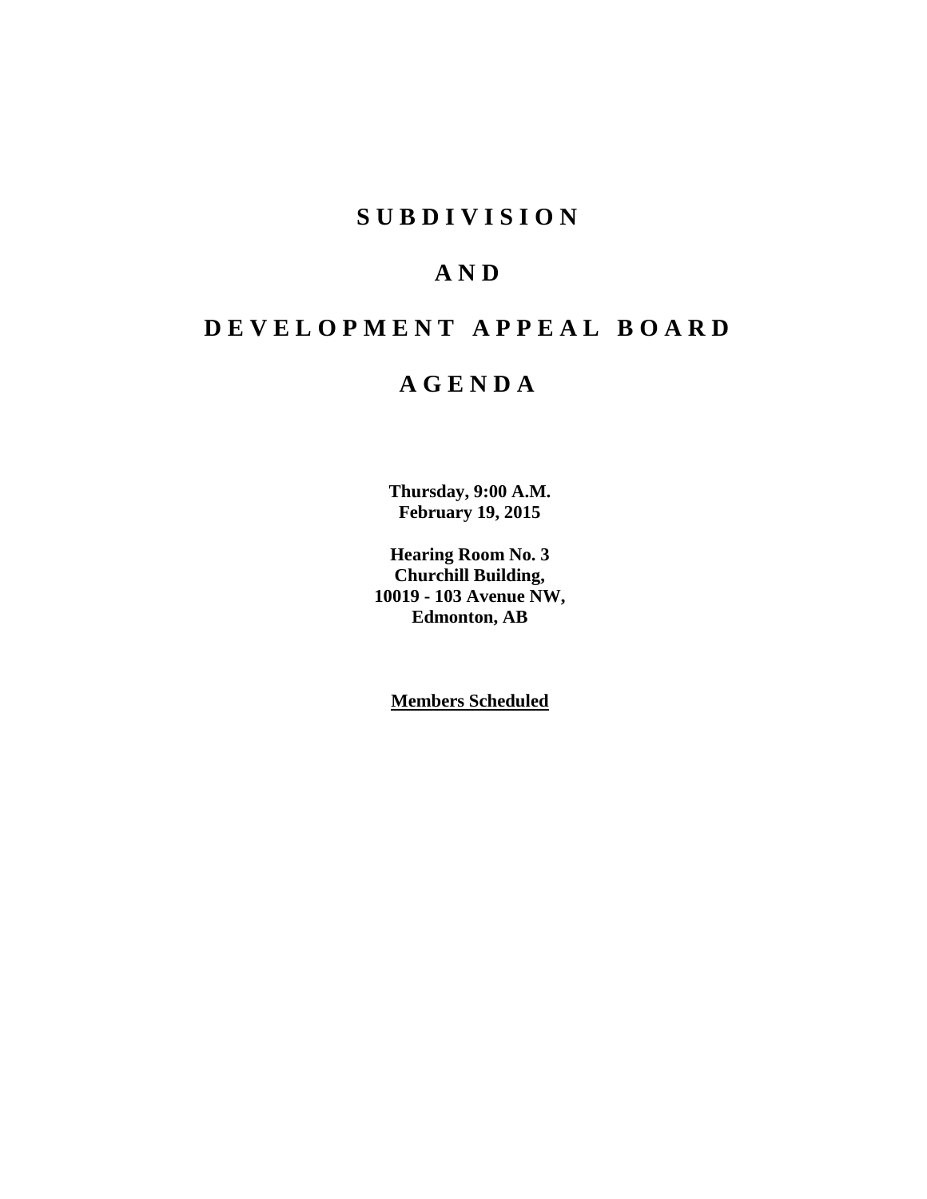# S U B D I V I S I O N

# A N D

# D E V E L O P M E N T   A P P E A L   B O A R D

# A G E N D A

**Thursday, 9:00 A.M.**
**February 19, 2015**

**Hearing Room No. 3**
**Churchill Building,**
**10019 - 103 Avenue NW,**
**Edmonton, AB**

**Members Scheduled**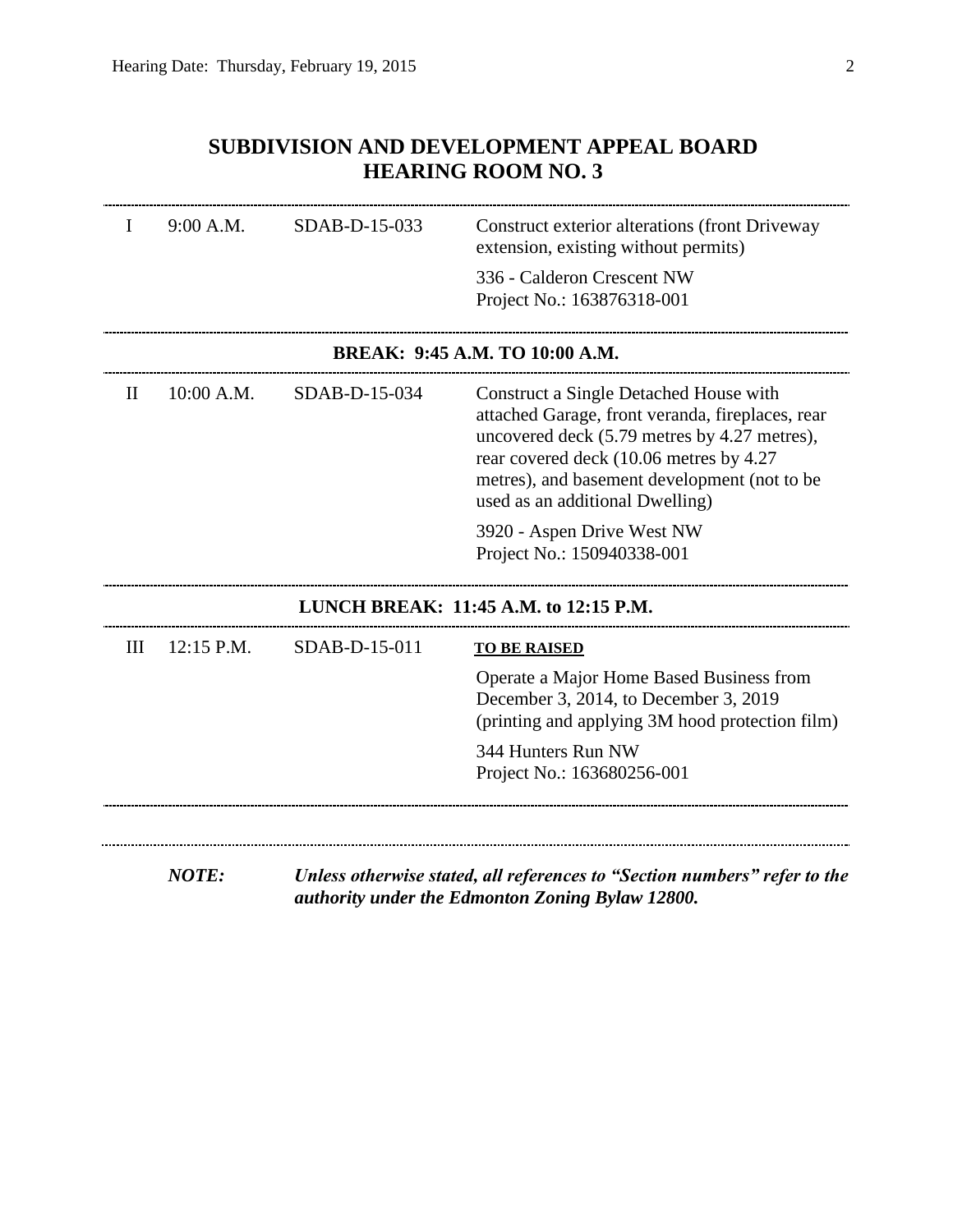## SUBDIVISION AND DEVELOPMENT APPEAL BOARD
## HEARING ROOM NO. 3

| | | | |
|---|---|---|---|
| I | 9:00 A.M. | SDAB-D-15-033 | Construct exterior alterations (front Driveway extension, existing without permits)<br><br>336 - Calderon Crescent NW<br>Project No.: 163876318-001 |

**BREAK: 9:45 A.M. TO 10:00 A.M.**

| | | | |
|---|---|---|---|
| II | 10:00 A.M. | SDAB-D-15-034 | Construct a Single Detached House with attached Garage, front veranda, fireplaces, rear uncovered deck (5.79 metres by 4.27 metres), rear covered deck (10.06 metres by 4.27 metres), and basement development (not to be used as an additional Dwelling)<br><br>3920 - Aspen Drive West NW<br>Project No.: 150940338-001 |

**LUNCH BREAK: 11:45 A.M. to 12:15 P.M.**

| | | | |
|---|---|---|---|
| III | 12:15 P.M. | SDAB-D-15-011 | **TO BE RAISED**<br><br>Operate a Major Home Based Business from December 3, 2014, to December 3, 2019 (printing and applying 3M hood protection film)<br><br>344 Hunters Run NW<br>Project No.: 163680256-001 |

***NOTE:*** ***Unless otherwise stated, all references to "Section numbers" refer to the authority under the Edmonton Zoning Bylaw 12800.***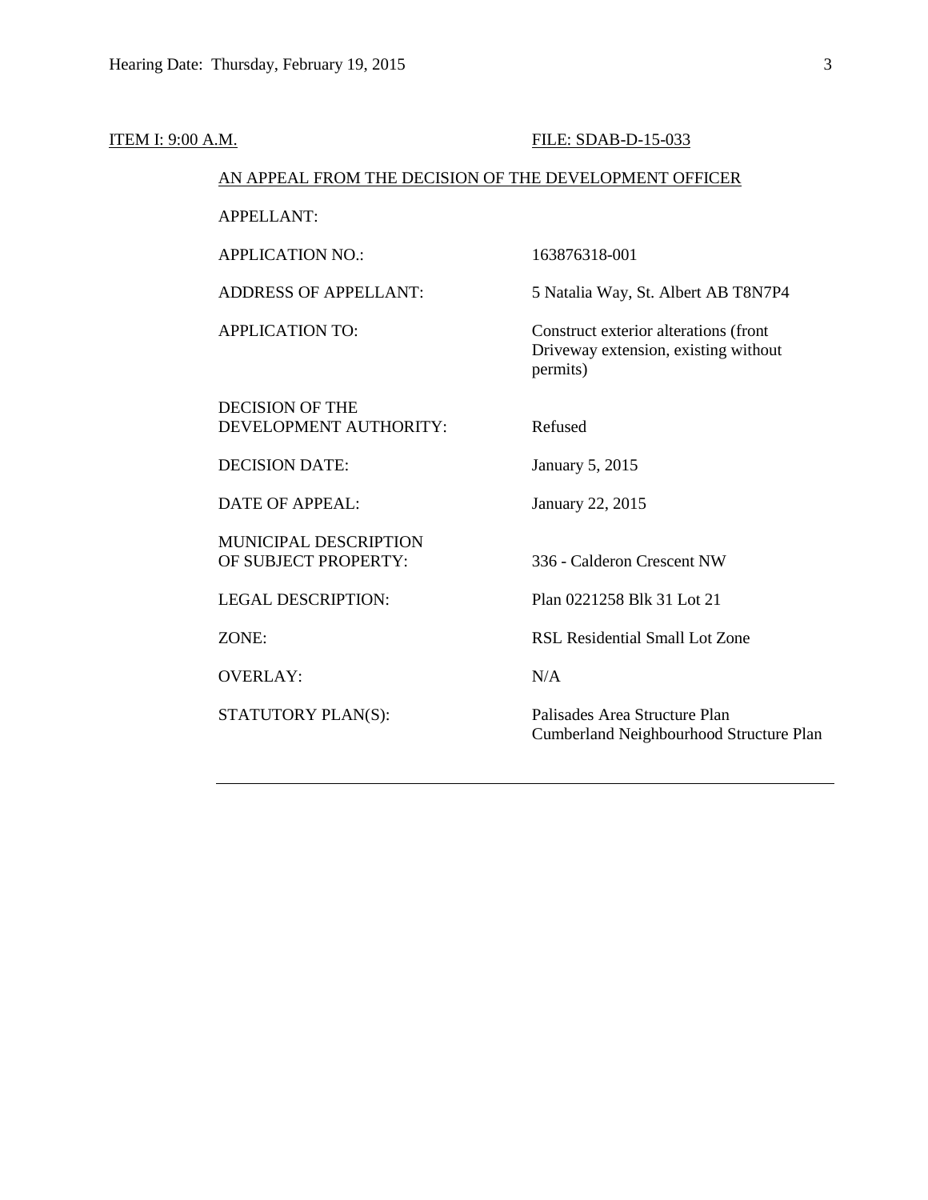ITEM I: 9:00 A.M. FILE: SDAB-D-15-033

AN APPEAL FROM THE DECISION OF THE DEVELOPMENT OFFICER

| | |
|---|---|
| APPELLANT: | |
| APPLICATION NO.: | 163876318-001 |
| ADDRESS OF APPELLANT: | 5 Natalia Way, St. Albert AB T8N7P4 |
| APPLICATION TO: | Construct exterior alterations (front Driveway extension, existing without permits) |
| DECISION OF THE DEVELOPMENT AUTHORITY: | Refused |
| DECISION DATE: | January 5, 2015 |
| DATE OF APPEAL: | January 22, 2015 |
| MUNICIPAL DESCRIPTION OF SUBJECT PROPERTY: | 336 - Calderon Crescent NW |
| LEGAL DESCRIPTION: | Plan 0221258 Blk 31 Lot 21 |
| ZONE: | RSL Residential Small Lot Zone |
| OVERLAY: | N/A |
| STATUTORY PLAN(S): | Palisades Area Structure Plan<br>Cumberland Neighbourhood Structure Plan |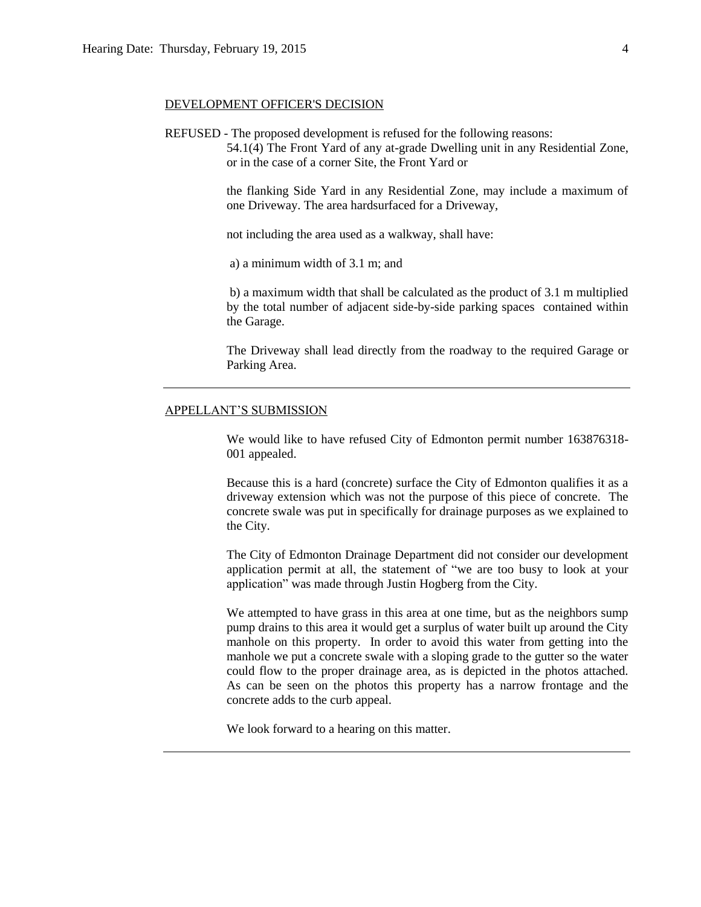## DEVELOPMENT OFFICER'S DECISION

REFUSED - The proposed development is refused for the following reasons:

54.1(4) The Front Yard of any at-grade Dwelling unit in any Residential Zone, or in the case of a corner Site, the Front Yard or

the flanking Side Yard in any Residential Zone, may include a maximum of one Driveway. The area hardsurfaced for a Driveway,

not including the area used as a walkway, shall have:

a) a minimum width of 3.1 m; and

b) a maximum width that shall be calculated as the product of 3.1 m multiplied by the total number of adjacent side-by-side parking spaces contained within the Garage.

The Driveway shall lead directly from the roadway to the required Garage or Parking Area.

---

## APPELLANT'S SUBMISSION

We would like to have refused City of Edmonton permit number 163876318-001 appealed.

Because this is a hard (concrete) surface the City of Edmonton qualifies it as a driveway extension which was not the purpose of this piece of concrete. The concrete swale was put in specifically for drainage purposes as we explained to the City.

The City of Edmonton Drainage Department did not consider our development application permit at all, the statement of "we are too busy to look at your application" was made through Justin Hogberg from the City.

We attempted to have grass in this area at one time, but as the neighbors sump pump drains to this area it would get a surplus of water built up around the City manhole on this property. In order to avoid this water from getting into the manhole we put a concrete swale with a sloping grade to the gutter so the water could flow to the proper drainage area, as is depicted in the photos attached. As can be seen on the photos this property has a narrow frontage and the concrete adds to the curb appeal.

We look forward to a hearing on this matter.

---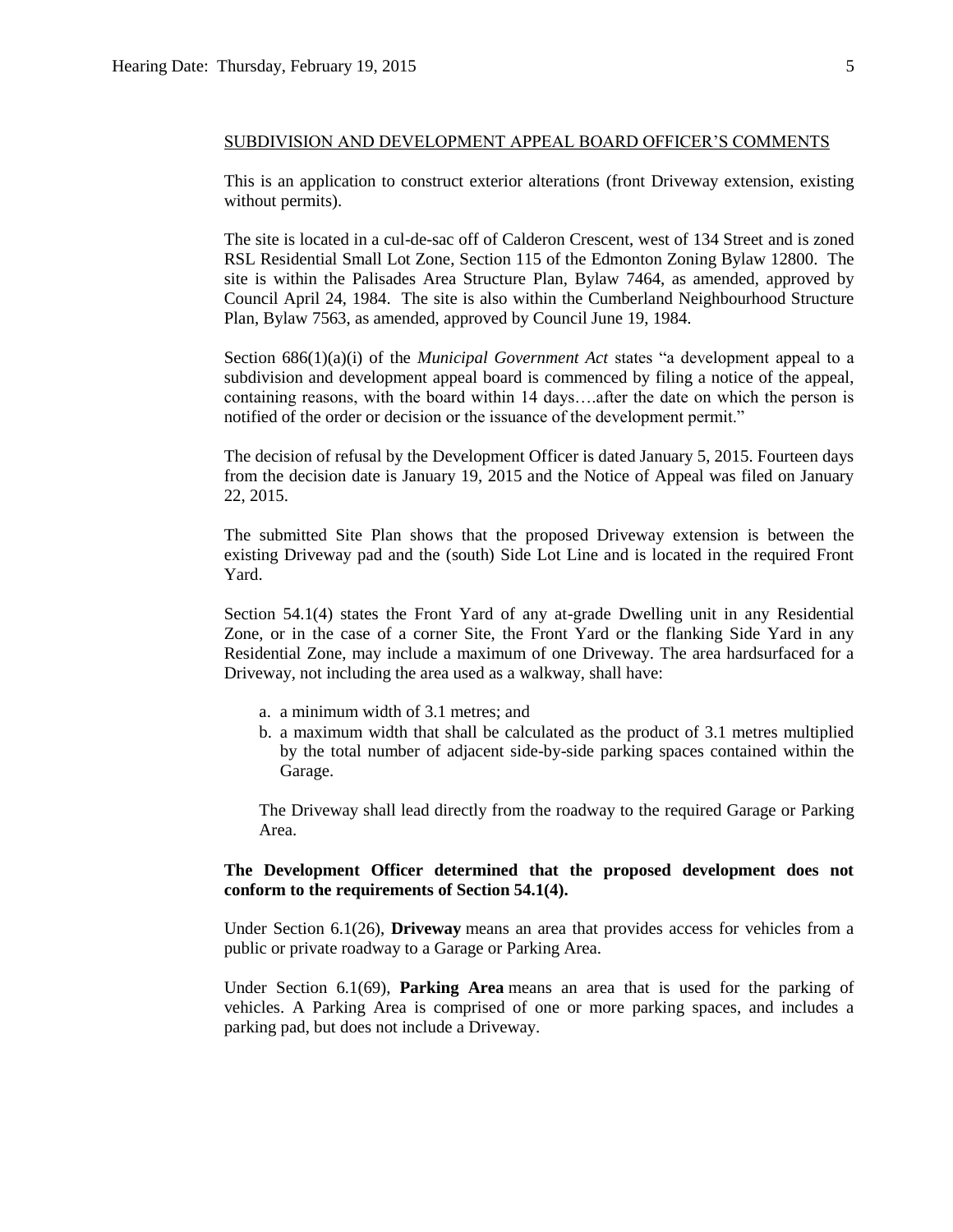SUBDIVISION AND DEVELOPMENT APPEAL BOARD OFFICER'S COMMENTS

This is an application to construct exterior alterations (front Driveway extension, existing without permits).

The site is located in a cul-de-sac off of Calderon Crescent, west of 134 Street and is zoned RSL Residential Small Lot Zone, Section 115 of the Edmonton Zoning Bylaw 12800. The site is within the Palisades Area Structure Plan, Bylaw 7464, as amended, approved by Council April 24, 1984. The site is also within the Cumberland Neighbourhood Structure Plan, Bylaw 7563, as amended, approved by Council June 19, 1984.

Section 686(1)(a)(i) of the *Municipal Government Act* states "a development appeal to a subdivision and development appeal board is commenced by filing a notice of the appeal, containing reasons, with the board within 14 days….after the date on which the person is notified of the order or decision or the issuance of the development permit."

The decision of refusal by the Development Officer is dated January 5, 2015. Fourteen days from the decision date is January 19, 2015 and the Notice of Appeal was filed on January 22, 2015.

The submitted Site Plan shows that the proposed Driveway extension is between the existing Driveway pad and the (south) Side Lot Line and is located in the required Front Yard.

Section 54.1(4) states the Front Yard of any at-grade Dwelling unit in any Residential Zone, or in the case of a corner Site, the Front Yard or the flanking Side Yard in any Residential Zone, may include a maximum of one Driveway. The area hardsurfaced for a Driveway, not including the area used as a walkway, shall have:

a. a minimum width of 3.1 metres; and
b. a maximum width that shall be calculated as the product of 3.1 metres multiplied by the total number of adjacent side-by-side parking spaces contained within the Garage.

The Driveway shall lead directly from the roadway to the required Garage or Parking Area.

**The Development Officer determined that the proposed development does not conform to the requirements of Section 54.1(4).**

Under Section 6.1(26), **Driveway** means an area that provides access for vehicles from a public or private roadway to a Garage or Parking Area.

Under Section 6.1(69), **Parking Area** means an area that is used for the parking of vehicles. A Parking Area is comprised of one or more parking spaces, and includes a parking pad, but does not include a Driveway.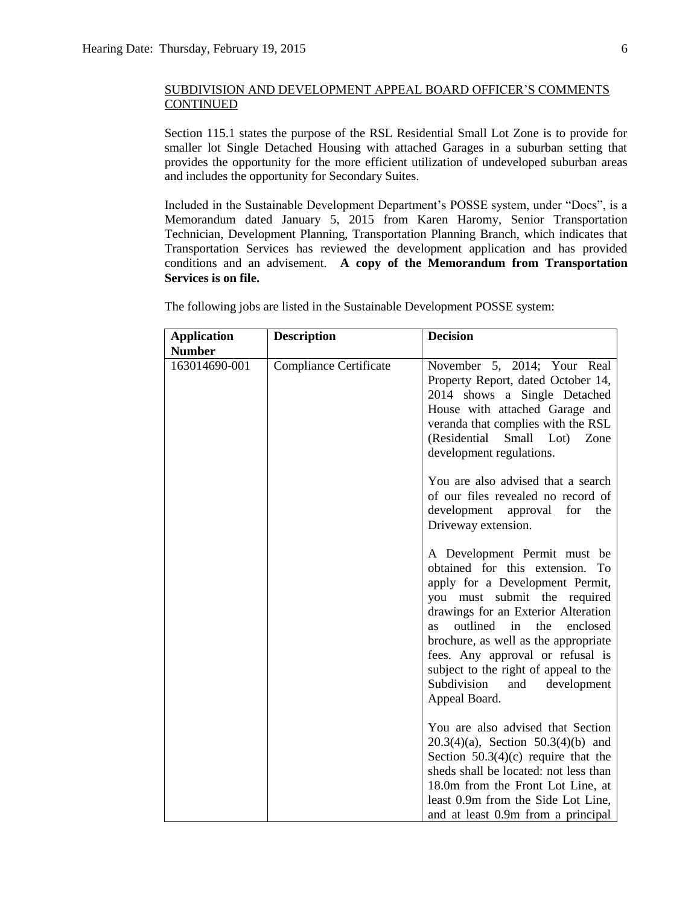SUBDIVISION AND DEVELOPMENT APPEAL BOARD OFFICER'S COMMENTS CONTINUED

Section 115.1 states the purpose of the RSL Residential Small Lot Zone is to provide for smaller lot Single Detached Housing with attached Garages in a suburban setting that provides the opportunity for the more efficient utilization of undeveloped suburban areas and includes the opportunity for Secondary Suites.

Included in the Sustainable Development Department's POSSE system, under "Docs", is a Memorandum dated January 5, 2015 from Karen Haromy, Senior Transportation Technician, Development Planning, Transportation Planning Branch, which indicates that Transportation Services has reviewed the development application and has provided conditions and an advisement. **A copy of the Memorandum from Transportation Services is on file.**

The following jobs are listed in the Sustainable Development POSSE system:

| Application Number | Description | Decision |
|---|---|---|
| 163014690-001 | Compliance Certificate | November 5, 2014; Your Real Property Report, dated October 14, 2014 shows a Single Detached House with attached Garage and veranda that complies with the RSL (Residential Small Lot) Zone development regulations.<br><br>You are also advised that a search of our files revealed no record of development approval for the Driveway extension.<br><br>A Development Permit must be obtained for this extension. To apply for a Development Permit, you must submit the required drawings for an Exterior Alteration as outlined in the enclosed brochure, as well as the appropriate fees. Any approval or refusal is subject to the right of appeal to the Subdivision and development Appeal Board.<br><br>You are also advised that Section 20.3(4)(a), Section 50.3(4)(b) and Section 50.3(4)(c) require that the sheds shall be located: not less than 18.0m from the Front Lot Line, at least 0.9m from the Side Lot Line, and at least 0.9m from a principal |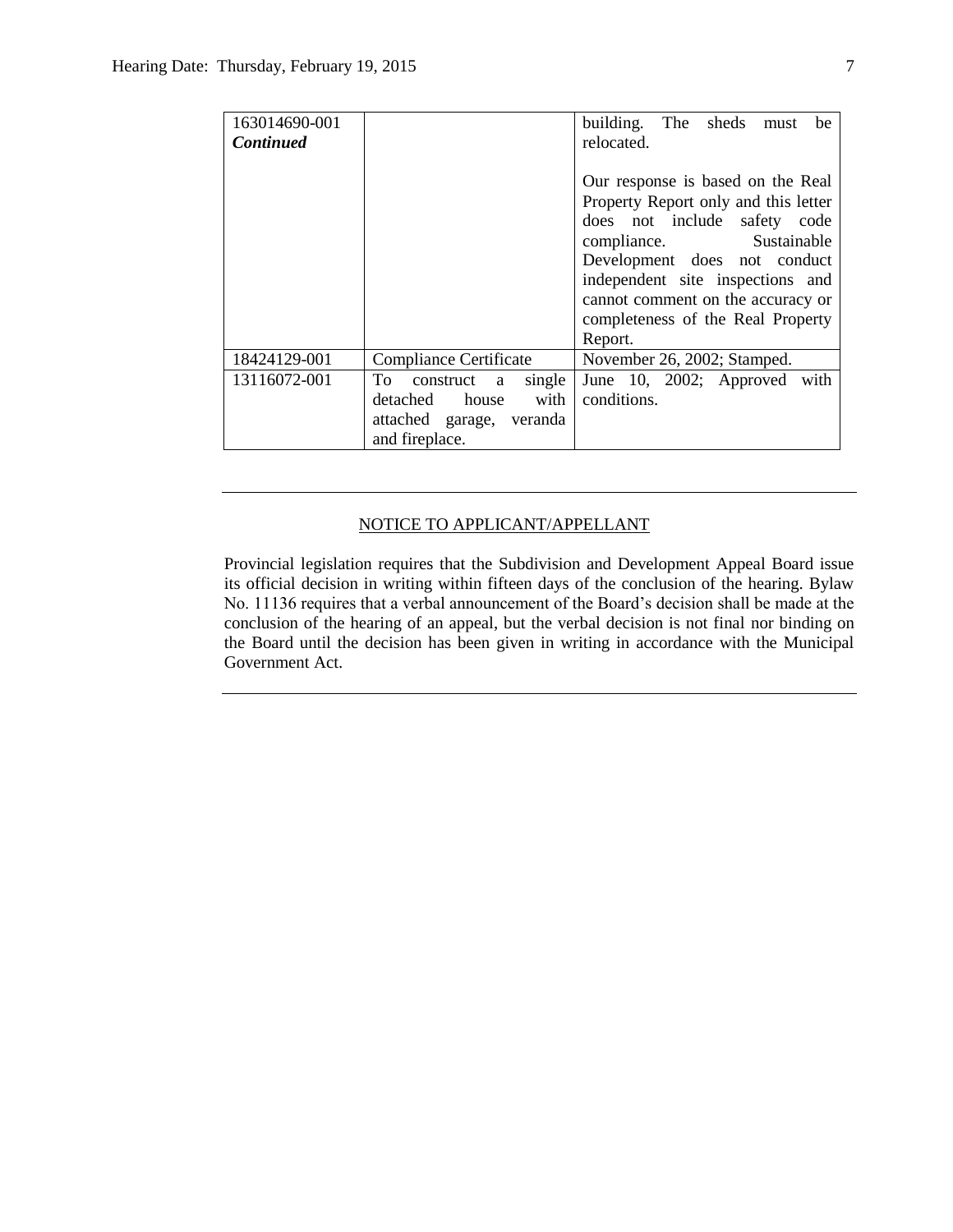| | | |
|---|---|---|
| 163014690-001 ***Continued*** | | building. The sheds must be relocated.<br><br>Our response is based on the Real Property Report only and this letter does not include safety code compliance. Sustainable Development does not conduct independent site inspections and cannot comment on the accuracy or completeness of the Real Property Report. |
| 18424129-001 | Compliance Certificate | November 26, 2002; Stamped. |
| 13116072-001 | To construct a single detached house with attached garage, veranda and fireplace. | June 10, 2002; Approved with conditions. |

---

NOTICE TO APPLICANT/APPELLANT

Provincial legislation requires that the Subdivision and Development Appeal Board issue its official decision in writing within fifteen days of the conclusion of the hearing. Bylaw No. 11136 requires that a verbal announcement of the Board's decision shall be made at the conclusion of the hearing of an appeal, but the verbal decision is not final nor binding on the Board until the decision has been given in writing in accordance with the Municipal Government Act.

---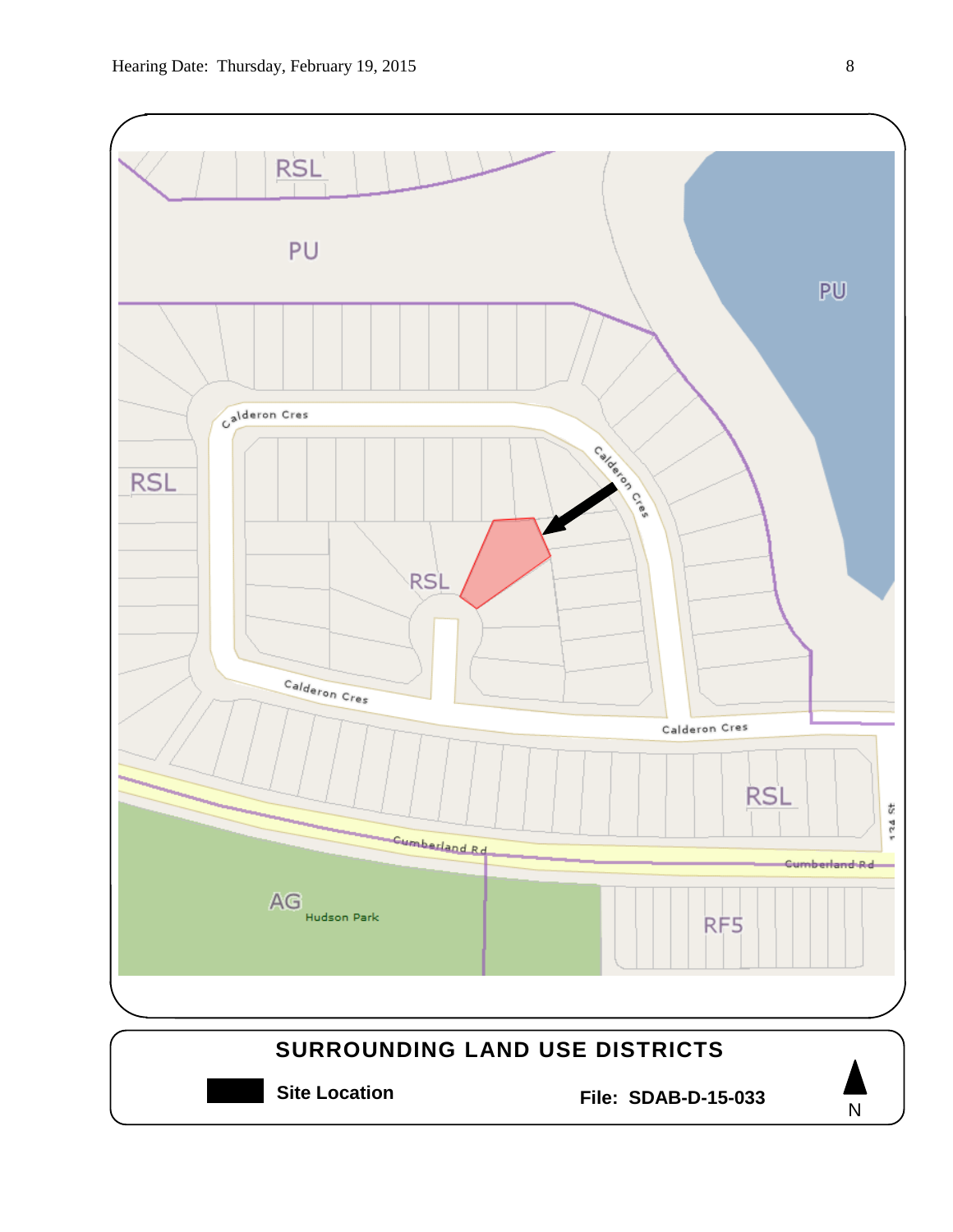RSL

PU

PU

Calderon Cres

Calderon Cres

RSL

RSL

Calderon Cres

Calderon Cres

RSL

Cumberland Rd

Cumberland Rd

124 St

AG

Hudson Park

RF5

**SURROUNDING LAND USE DISTRICTS**

**Site Location**

**File: SDAB-D-15-033**

N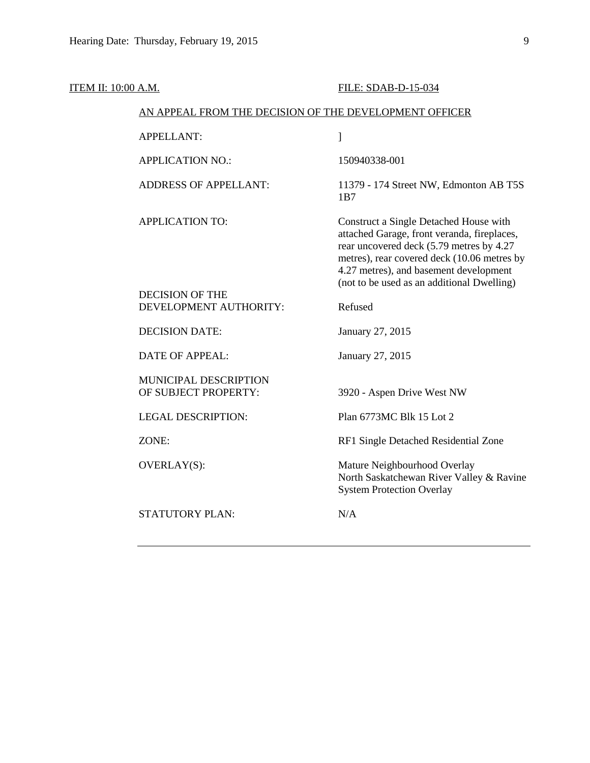ITEM II: 10:00 A.M. FILE: SDAB-D-15-034

AN APPEAL FROM THE DECISION OF THE DEVELOPMENT OFFICER

| | |
|---|---|
| APPELLANT: | ] |
| APPLICATION NO.: | 150940338-001 |
| ADDRESS OF APPELLANT: | 11379 - 174 Street NW, Edmonton AB T5S 1B7 |
| APPLICATION TO: | Construct a Single Detached House with attached Garage, front veranda, fireplaces, rear uncovered deck (5.79 metres by 4.27 metres), rear covered deck (10.06 metres by 4.27 metres), and basement development (not to be used as an additional Dwelling) |
| DECISION OF THE DEVELOPMENT AUTHORITY: | Refused |
| DECISION DATE: | January 27, 2015 |
| DATE OF APPEAL: | January 27, 2015 |
| MUNICIPAL DESCRIPTION OF SUBJECT PROPERTY: | 3920 - Aspen Drive West NW |
| LEGAL DESCRIPTION: | Plan 6773MC Blk 15 Lot 2 |
| ZONE: | RF1 Single Detached Residential Zone |
| OVERLAY(S): | Mature Neighbourhood Overlay<br>North Saskatchewan River Valley & Ravine System Protection Overlay |
| STATUTORY PLAN: | N/A |

---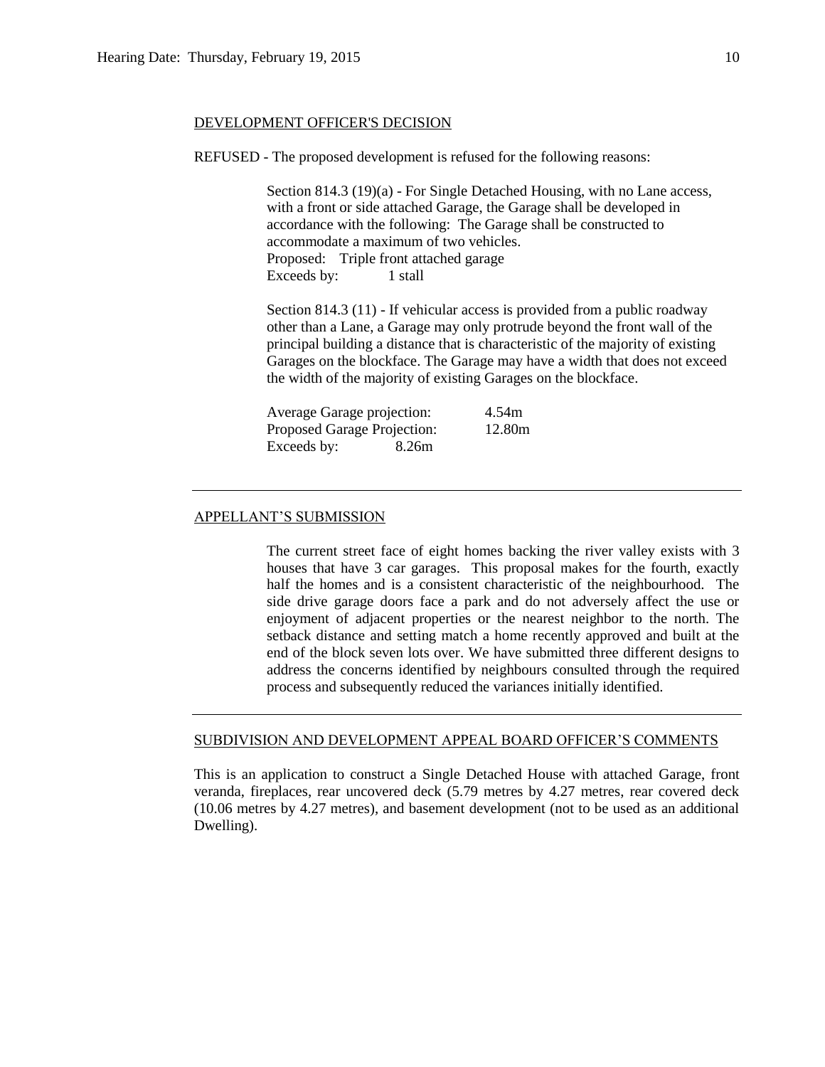## DEVELOPMENT OFFICER'S DECISION

REFUSED - The proposed development is refused for the following reasons:

Section 814.3 (19)(a) - For Single Detached Housing, with no Lane access, with a front or side attached Garage, the Garage shall be developed in accordance with the following: The Garage shall be constructed to accommodate a maximum of two vehicles.
Proposed: Triple front attached garage
Exceeds by: 1 stall

Section 814.3 (11) - If vehicular access is provided from a public roadway other than a Lane, a Garage may only protrude beyond the front wall of the principal building a distance that is characteristic of the majority of existing Garages on the blockface. The Garage may have a width that does not exceed the width of the majority of existing Garages on the blockface.

Average Garage projection: 4.54m
Proposed Garage Projection: 12.80m
Exceeds by: 8.26m

---

## APPELLANT'S SUBMISSION

The current street face of eight homes backing the river valley exists with 3 houses that have 3 car garages. This proposal makes for the fourth, exactly half the homes and is a consistent characteristic of the neighbourhood. The side drive garage doors face a park and do not adversely affect the use or enjoyment of adjacent properties or the nearest neighbor to the north. The setback distance and setting match a home recently approved and built at the end of the block seven lots over. We have submitted three different designs to address the concerns identified by neighbours consulted through the required process and subsequently reduced the variances initially identified.

---

## SUBDIVISION AND DEVELOPMENT APPEAL BOARD OFFICER'S COMMENTS

This is an application to construct a Single Detached House with attached Garage, front veranda, fireplaces, rear uncovered deck (5.79 metres by 4.27 metres, rear covered deck (10.06 metres by 4.27 metres), and basement development (not to be used as an additional Dwelling).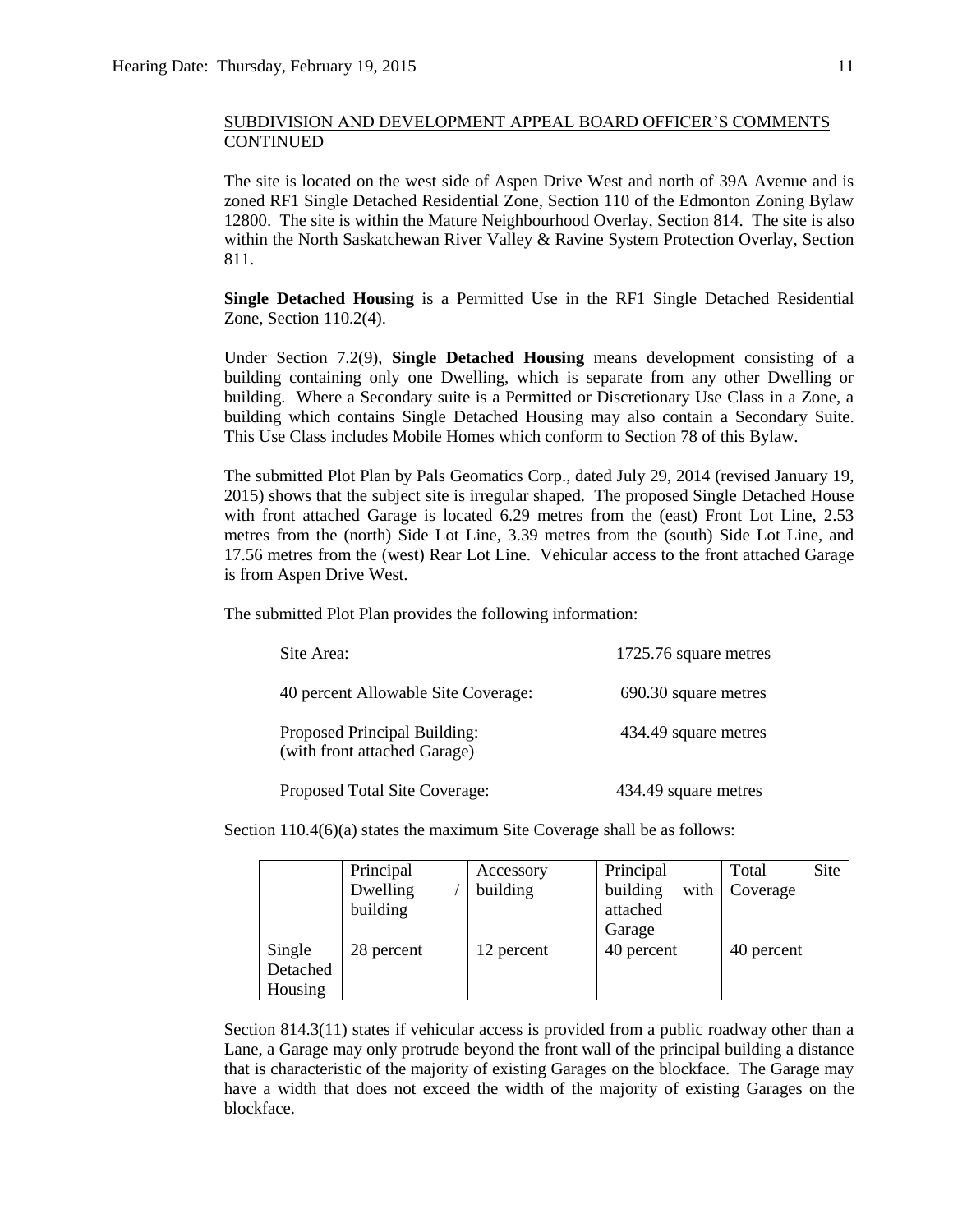SUBDIVISION AND DEVELOPMENT APPEAL BOARD OFFICER'S COMMENTS CONTINUED

The site is located on the west side of Aspen Drive West and north of 39A Avenue and is zoned RF1 Single Detached Residential Zone, Section 110 of the Edmonton Zoning Bylaw 12800. The site is within the Mature Neighbourhood Overlay, Section 814. The site is also within the North Saskatchewan River Valley & Ravine System Protection Overlay, Section 811.

**Single Detached Housing** is a Permitted Use in the RF1 Single Detached Residential Zone, Section 110.2(4).

Under Section 7.2(9), **Single Detached Housing** means development consisting of a building containing only one Dwelling, which is separate from any other Dwelling or building. Where a Secondary suite is a Permitted or Discretionary Use Class in a Zone, a building which contains Single Detached Housing may also contain a Secondary Suite. This Use Class includes Mobile Homes which conform to Section 78 of this Bylaw.

The submitted Plot Plan by Pals Geomatics Corp., dated July 29, 2014 (revised January 19, 2015) shows that the subject site is irregular shaped. The proposed Single Detached House with front attached Garage is located 6.29 metres from the (east) Front Lot Line, 2.53 metres from the (north) Side Lot Line, 3.39 metres from the (south) Side Lot Line, and 17.56 metres from the (west) Rear Lot Line. Vehicular access to the front attached Garage is from Aspen Drive West.

The submitted Plot Plan provides the following information:

| | |
|---|---|
| Site Area: | 1725.76 square metres |
| 40 percent Allowable Site Coverage: | 690.30 square metres |
| Proposed Principal Building: (with front attached Garage) | 434.49 square metres |
| Proposed Total Site Coverage: | 434.49 square metres |

Section 110.4(6)(a) states the maximum Site Coverage shall be as follows:

| | Principal Dwelling / building | Accessory building | Principal building with attached Garage | Total Site Coverage |
|---|---|---|---|---|
| Single Detached Housing | 28 percent | 12 percent | 40 percent | 40 percent |

Section 814.3(11) states if vehicular access is provided from a public roadway other than a Lane, a Garage may only protrude beyond the front wall of the principal building a distance that is characteristic of the majority of existing Garages on the blockface. The Garage may have a width that does not exceed the width of the majority of existing Garages on the blockface.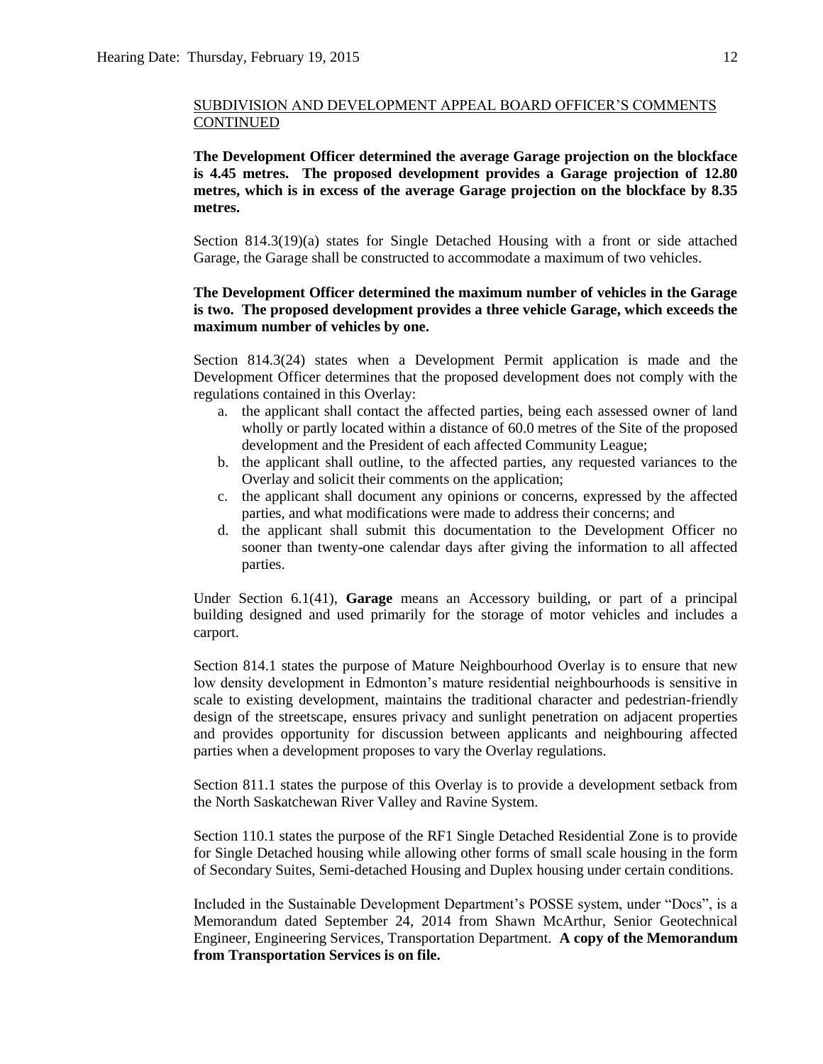SUBDIVISION AND DEVELOPMENT APPEAL BOARD OFFICER'S COMMENTS CONTINUED

**The Development Officer determined the average Garage projection on the blockface is 4.45 metres. The proposed development provides a Garage projection of 12.80 metres, which is in excess of the average Garage projection on the blockface by 8.35 metres.**

Section 814.3(19)(a) states for Single Detached Housing with a front or side attached Garage, the Garage shall be constructed to accommodate a maximum of two vehicles.

**The Development Officer determined the maximum number of vehicles in the Garage is two. The proposed development provides a three vehicle Garage, which exceeds the maximum number of vehicles by one.**

Section 814.3(24) states when a Development Permit application is made and the Development Officer determines that the proposed development does not comply with the regulations contained in this Overlay:

a. the applicant shall contact the affected parties, being each assessed owner of land wholly or partly located within a distance of 60.0 metres of the Site of the proposed development and the President of each affected Community League;
b. the applicant shall outline, to the affected parties, any requested variances to the Overlay and solicit their comments on the application;
c. the applicant shall document any opinions or concerns, expressed by the affected parties, and what modifications were made to address their concerns; and
d. the applicant shall submit this documentation to the Development Officer no sooner than twenty-one calendar days after giving the information to all affected parties.

Under Section 6.1(41), **Garage** means an Accessory building, or part of a principal building designed and used primarily for the storage of motor vehicles and includes a carport.

Section 814.1 states the purpose of Mature Neighbourhood Overlay is to ensure that new low density development in Edmonton's mature residential neighbourhoods is sensitive in scale to existing development, maintains the traditional character and pedestrian-friendly design of the streetscape, ensures privacy and sunlight penetration on adjacent properties and provides opportunity for discussion between applicants and neighbouring affected parties when a development proposes to vary the Overlay regulations.

Section 811.1 states the purpose of this Overlay is to provide a development setback from the North Saskatchewan River Valley and Ravine System.

Section 110.1 states the purpose of the RF1 Single Detached Residential Zone is to provide for Single Detached housing while allowing other forms of small scale housing in the form of Secondary Suites, Semi-detached Housing and Duplex housing under certain conditions.

Included in the Sustainable Development Department's POSSE system, under "Docs", is a Memorandum dated September 24, 2014 from Shawn McArthur, Senior Geotechnical Engineer, Engineering Services, Transportation Department. **A copy of the Memorandum from Transportation Services is on file.**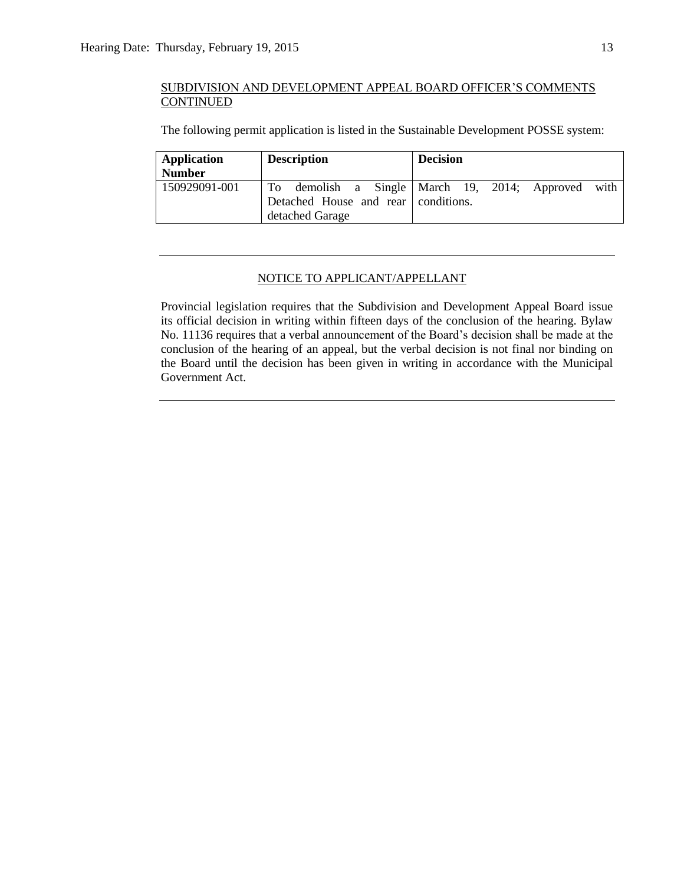SUBDIVISION AND DEVELOPMENT APPEAL BOARD OFFICER'S COMMENTS CONTINUED

The following permit application is listed in the Sustainable Development POSSE system:

| Application Number | Description | Decision |
|---|---|---|
| 150929091-001 | To demolish a Single Detached House and rear detached Garage | March 19, 2014; Approved with conditions. |

---

NOTICE TO APPLICANT/APPELLANT

Provincial legislation requires that the Subdivision and Development Appeal Board issue its official decision in writing within fifteen days of the conclusion of the hearing. Bylaw No. 11136 requires that a verbal announcement of the Board's decision shall be made at the conclusion of the hearing of an appeal, but the verbal decision is not final nor binding on the Board until the decision has been given in writing in accordance with the Municipal Government Act.

---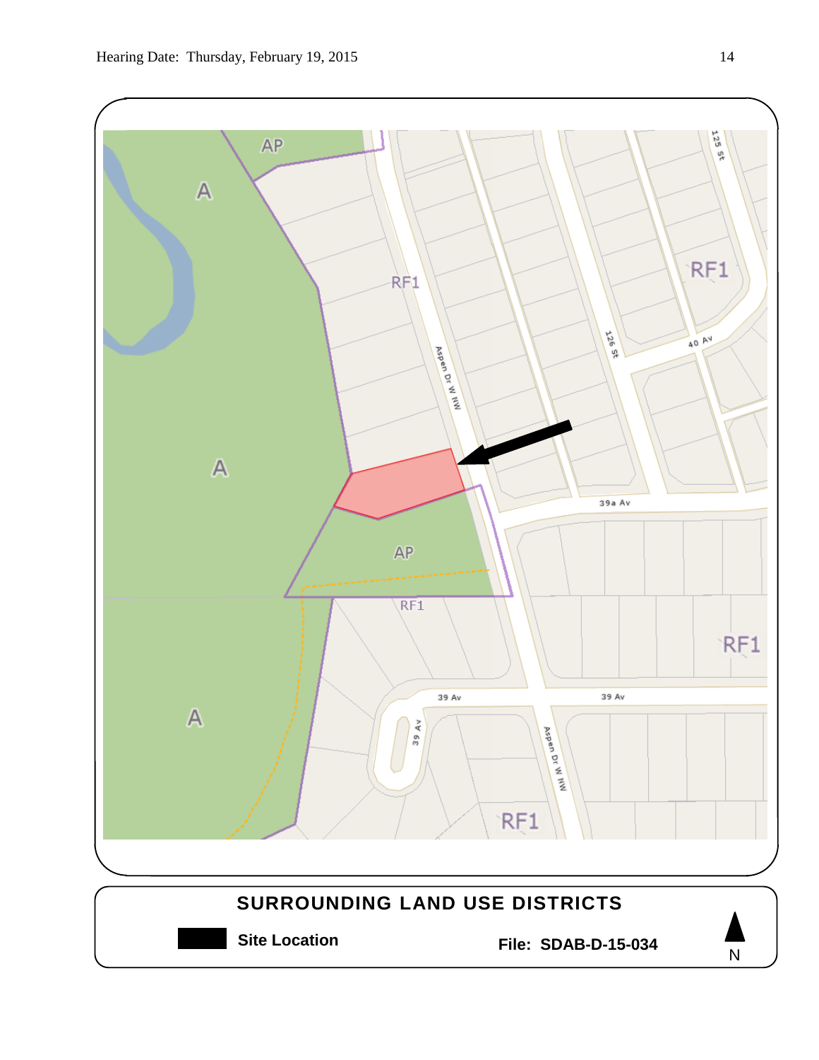## SURROUNDING LAND USE DISTRICTS

**Site Location**

**File: SDAB-D-15-034**

N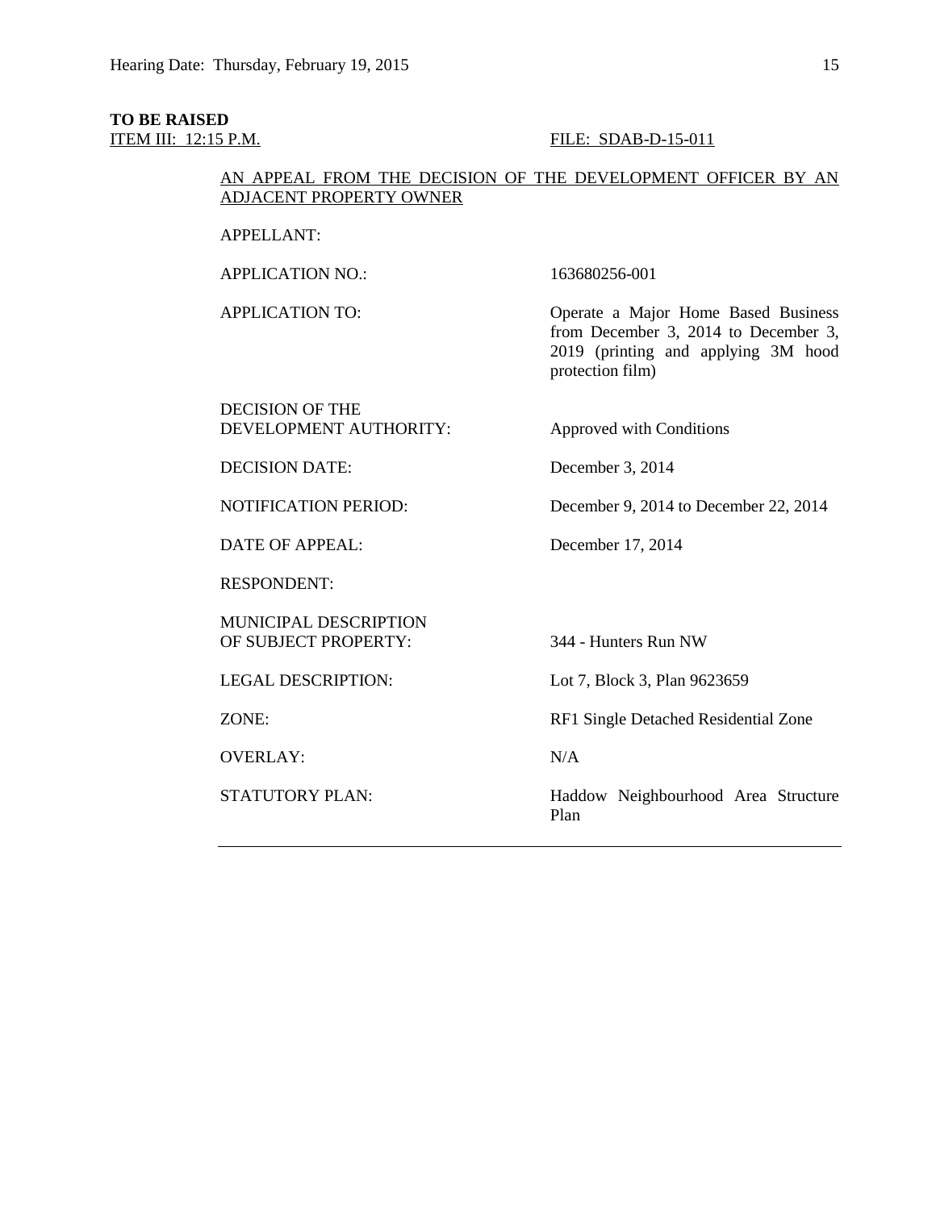**TO BE RAISED**

ITEM III: 12:15 P.M. FILE: SDAB-D-15-011

AN APPEAL FROM THE DECISION OF THE DEVELOPMENT OFFICER BY AN ADJACENT PROPERTY OWNER

| | |
|---|---|
| APPELLANT: | |
| APPLICATION NO.: | 163680256-001 |
| APPLICATION TO: | Operate a Major Home Based Business from December 3, 2014 to December 3, 2019 (printing and applying 3M hood protection film) |
| DECISION OF THE DEVELOPMENT AUTHORITY: | Approved with Conditions |
| DECISION DATE: | December 3, 2014 |
| NOTIFICATION PERIOD: | December 9, 2014 to December 22, 2014 |
| DATE OF APPEAL: | December 17, 2014 |
| RESPONDENT: | |
| MUNICIPAL DESCRIPTION OF SUBJECT PROPERTY: | 344 - Hunters Run NW |
| LEGAL DESCRIPTION: | Lot 7, Block 3, Plan 9623659 |
| ZONE: | RF1 Single Detached Residential Zone |
| OVERLAY: | N/A |
| STATUTORY PLAN: | Haddow Neighbourhood Area Structure Plan |

---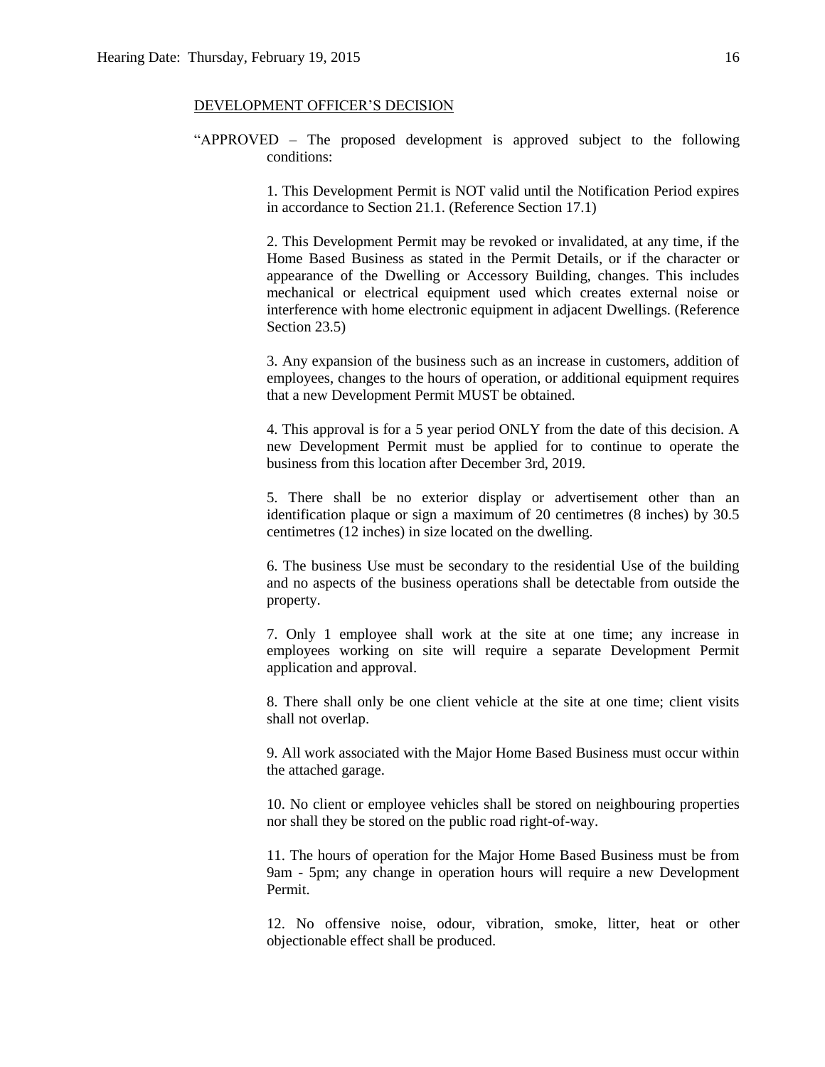DEVELOPMENT OFFICER'S DECISION

"APPROVED – The proposed development is approved subject to the following conditions:

1. This Development Permit is NOT valid until the Notification Period expires in accordance to Section 21.1. (Reference Section 17.1)

2. This Development Permit may be revoked or invalidated, at any time, if the Home Based Business as stated in the Permit Details, or if the character or appearance of the Dwelling or Accessory Building, changes. This includes mechanical or electrical equipment used which creates external noise or interference with home electronic equipment in adjacent Dwellings. (Reference Section 23.5)

3. Any expansion of the business such as an increase in customers, addition of employees, changes to the hours of operation, or additional equipment requires that a new Development Permit MUST be obtained.

4. This approval is for a 5 year period ONLY from the date of this decision. A new Development Permit must be applied for to continue to operate the business from this location after December 3rd, 2019.

5. There shall be no exterior display or advertisement other than an identification plaque or sign a maximum of 20 centimetres (8 inches) by 30.5 centimetres (12 inches) in size located on the dwelling.

6. The business Use must be secondary to the residential Use of the building and no aspects of the business operations shall be detectable from outside the property.

7. Only 1 employee shall work at the site at one time; any increase in employees working on site will require a separate Development Permit application and approval.

8. There shall only be one client vehicle at the site at one time; client visits shall not overlap.

9. All work associated with the Major Home Based Business must occur within the attached garage.

10. No client or employee vehicles shall be stored on neighbouring properties nor shall they be stored on the public road right-of-way.

11. The hours of operation for the Major Home Based Business must be from 9am - 5pm; any change in operation hours will require a new Development Permit.

12. No offensive noise, odour, vibration, smoke, litter, heat or other objectionable effect shall be produced.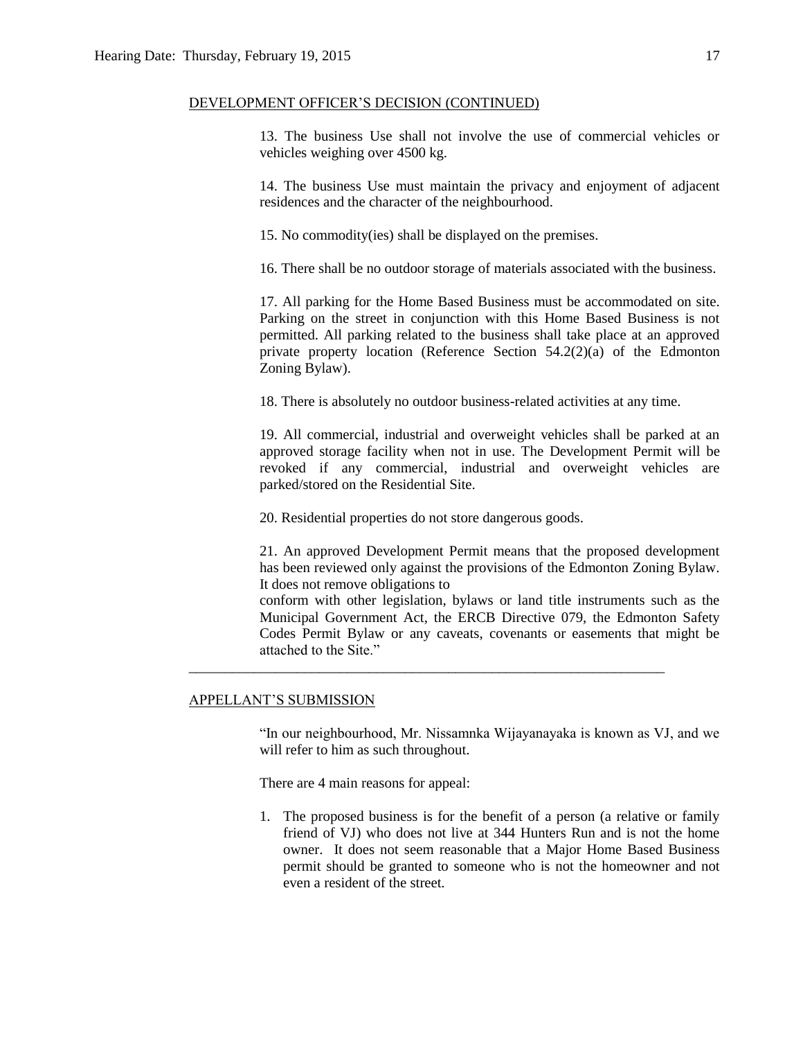DEVELOPMENT OFFICER'S DECISION (CONTINUED)

13. The business Use shall not involve the use of commercial vehicles or vehicles weighing over 4500 kg.

14. The business Use must maintain the privacy and enjoyment of adjacent residences and the character of the neighbourhood.

15. No commodity(ies) shall be displayed on the premises.

16. There shall be no outdoor storage of materials associated with the business.

17. All parking for the Home Based Business must be accommodated on site. Parking on the street in conjunction with this Home Based Business is not permitted. All parking related to the business shall take place at an approved private property location (Reference Section 54.2(2)(a) of the Edmonton Zoning Bylaw).

18. There is absolutely no outdoor business-related activities at any time.

19. All commercial, industrial and overweight vehicles shall be parked at an approved storage facility when not in use. The Development Permit will be revoked if any commercial, industrial and overweight vehicles are parked/stored on the Residential Site.

20. Residential properties do not store dangerous goods.

21. An approved Development Permit means that the proposed development has been reviewed only against the provisions of the Edmonton Zoning Bylaw. It does not remove obligations to
conform with other legislation, bylaws or land title instruments such as the Municipal Government Act, the ERCB Directive 079, the Edmonton Safety Codes Permit Bylaw or any caveats, covenants or easements that might be attached to the Site."

---

APPELLANT'S SUBMISSION

"In our neighbourhood, Mr. Nissamnka Wijayanayaka is known as VJ, and we will refer to him as such throughout.

There are 4 main reasons for appeal:

1. The proposed business is for the benefit of a person (a relative or family friend of VJ) who does not live at 344 Hunters Run and is not the home owner. It does not seem reasonable that a Major Home Based Business permit should be granted to someone who is not the homeowner and not even a resident of the street.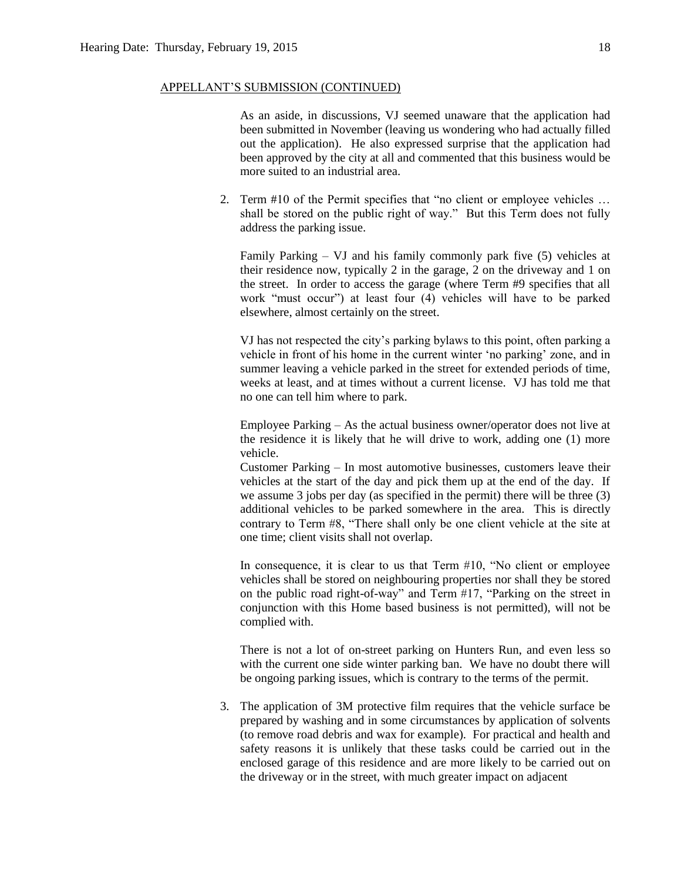APPELLANT'S SUBMISSION (CONTINUED)

As an aside, in discussions, VJ seemed unaware that the application had been submitted in November (leaving us wondering who had actually filled out the application). He also expressed surprise that the application had been approved by the city at all and commented that this business would be more suited to an industrial area.

2. Term #10 of the Permit specifies that "no client or employee vehicles … shall be stored on the public right of way." But this Term does not fully address the parking issue.

   Family Parking – VJ and his family commonly park five (5) vehicles at their residence now, typically 2 in the garage, 2 on the driveway and 1 on the street. In order to access the garage (where Term #9 specifies that all work "must occur") at least four (4) vehicles will have to be parked elsewhere, almost certainly on the street.

   VJ has not respected the city's parking bylaws to this point, often parking a vehicle in front of his home in the current winter 'no parking' zone, and in summer leaving a vehicle parked in the street for extended periods of time, weeks at least, and at times without a current license. VJ has told me that no one can tell him where to park.

   Employee Parking – As the actual business owner/operator does not live at the residence it is likely that he will drive to work, adding one (1) more vehicle.
   Customer Parking – In most automotive businesses, customers leave their vehicles at the start of the day and pick them up at the end of the day. If we assume 3 jobs per day (as specified in the permit) there will be three (3) additional vehicles to be parked somewhere in the area. This is directly contrary to Term #8, "There shall only be one client vehicle at the site at one time; client visits shall not overlap.

   In consequence, it is clear to us that Term #10, "No client or employee vehicles shall be stored on neighbouring properties nor shall they be stored on the public road right-of-way" and Term #17, "Parking on the street in conjunction with this Home based business is not permitted), will not be complied with.

   There is not a lot of on-street parking on Hunters Run, and even less so with the current one side winter parking ban. We have no doubt there will be ongoing parking issues, which is contrary to the terms of the permit.

3. The application of 3M protective film requires that the vehicle surface be prepared by washing and in some circumstances by application of solvents (to remove road debris and wax for example). For practical and health and safety reasons it is unlikely that these tasks could be carried out in the enclosed garage of this residence and are more likely to be carried out on the driveway or in the street, with much greater impact on adjacent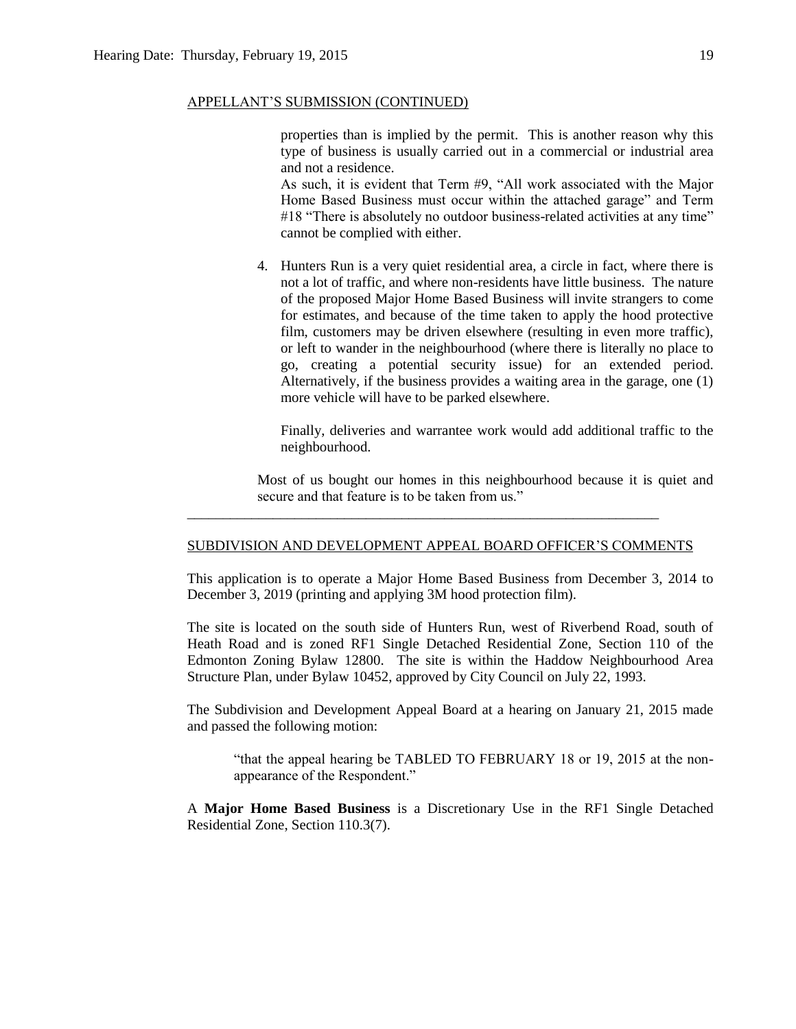APPELLANT'S SUBMISSION (CONTINUED)

properties than is implied by the permit. This is another reason why this type of business is usually carried out in a commercial or industrial area and not a residence.

As such, it is evident that Term #9, "All work associated with the Major Home Based Business must occur within the attached garage" and Term #18 "There is absolutely no outdoor business-related activities at any time" cannot be complied with either.

4. Hunters Run is a very quiet residential area, a circle in fact, where there is not a lot of traffic, and where non-residents have little business. The nature of the proposed Major Home Based Business will invite strangers to come for estimates, and because of the time taken to apply the hood protective film, customers may be driven elsewhere (resulting in even more traffic), or left to wander in the neighbourhood (where there is literally no place to go, creating a potential security issue) for an extended period. Alternatively, if the business provides a waiting area in the garage, one (1) more vehicle will have to be parked elsewhere.

   Finally, deliveries and warrantee work would add additional traffic to the neighbourhood.

Most of us bought our homes in this neighbourhood because it is quiet and secure and that feature is to be taken from us."

---

SUBDIVISION AND DEVELOPMENT APPEAL BOARD OFFICER'S COMMENTS

This application is to operate a Major Home Based Business from December 3, 2014 to December 3, 2019 (printing and applying 3M hood protection film).

The site is located on the south side of Hunters Run, west of Riverbend Road, south of Heath Road and is zoned RF1 Single Detached Residential Zone, Section 110 of the Edmonton Zoning Bylaw 12800. The site is within the Haddow Neighbourhood Area Structure Plan, under Bylaw 10452, approved by City Council on July 22, 1993.

The Subdivision and Development Appeal Board at a hearing on January 21, 2015 made and passed the following motion:

> "that the appeal hearing be TABLED TO FEBRUARY 18 or 19, 2015 at the non-appearance of the Respondent."

A **Major Home Based Business** is a Discretionary Use in the RF1 Single Detached Residential Zone, Section 110.3(7).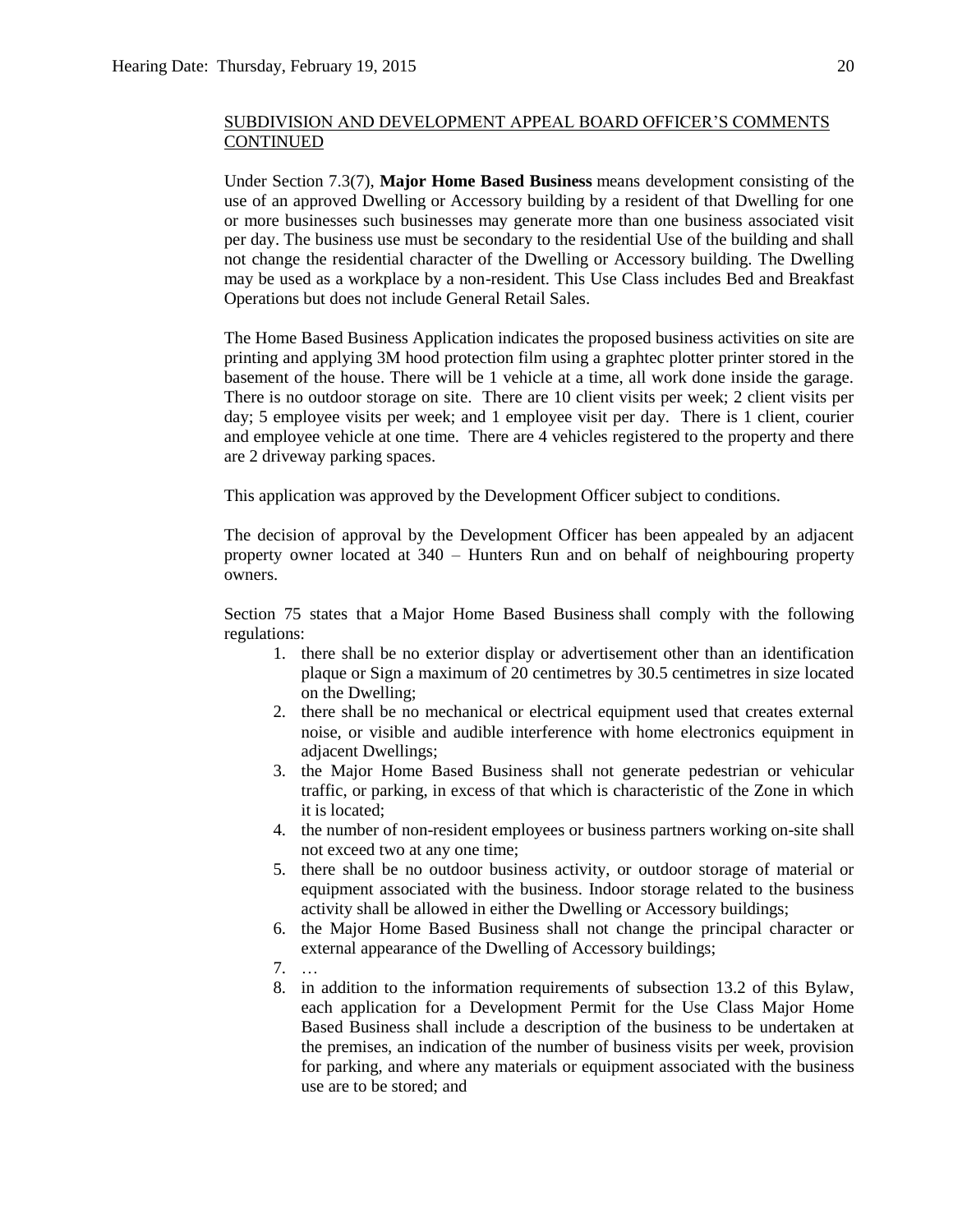SUBDIVISION AND DEVELOPMENT APPEAL BOARD OFFICER'S COMMENTS CONTINUED

Under Section 7.3(7), **Major Home Based Business** means development consisting of the use of an approved Dwelling or Accessory building by a resident of that Dwelling for one or more businesses such businesses may generate more than one business associated visit per day. The business use must be secondary to the residential Use of the building and shall not change the residential character of the Dwelling or Accessory building. The Dwelling may be used as a workplace by a non-resident. This Use Class includes Bed and Breakfast Operations but does not include General Retail Sales.

The Home Based Business Application indicates the proposed business activities on site are printing and applying 3M hood protection film using a graphtec plotter printer stored in the basement of the house. There will be 1 vehicle at a time, all work done inside the garage. There is no outdoor storage on site. There are 10 client visits per week; 2 client visits per day; 5 employee visits per week; and 1 employee visit per day. There is 1 client, courier and employee vehicle at one time. There are 4 vehicles registered to the property and there are 2 driveway parking spaces.

This application was approved by the Development Officer subject to conditions.

The decision of approval by the Development Officer has been appealed by an adjacent property owner located at 340 – Hunters Run and on behalf of neighbouring property owners.

Section 75 states that a Major Home Based Business shall comply with the following regulations:

1. there shall be no exterior display or advertisement other than an identification plaque or Sign a maximum of 20 centimetres by 30.5 centimetres in size located on the Dwelling;
2. there shall be no mechanical or electrical equipment used that creates external noise, or visible and audible interference with home electronics equipment in adjacent Dwellings;
3. the Major Home Based Business shall not generate pedestrian or vehicular traffic, or parking, in excess of that which is characteristic of the Zone in which it is located;
4. the number of non-resident employees or business partners working on-site shall not exceed two at any one time;
5. there shall be no outdoor business activity, or outdoor storage of material or equipment associated with the business. Indoor storage related to the business activity shall be allowed in either the Dwelling or Accessory buildings;
6. the Major Home Based Business shall not change the principal character or external appearance of the Dwelling of Accessory buildings;
7. …
8. in addition to the information requirements of subsection 13.2 of this Bylaw, each application for a Development Permit for the Use Class Major Home Based Business shall include a description of the business to be undertaken at the premises, an indication of the number of business visits per week, provision for parking, and where any materials or equipment associated with the business use are to be stored; and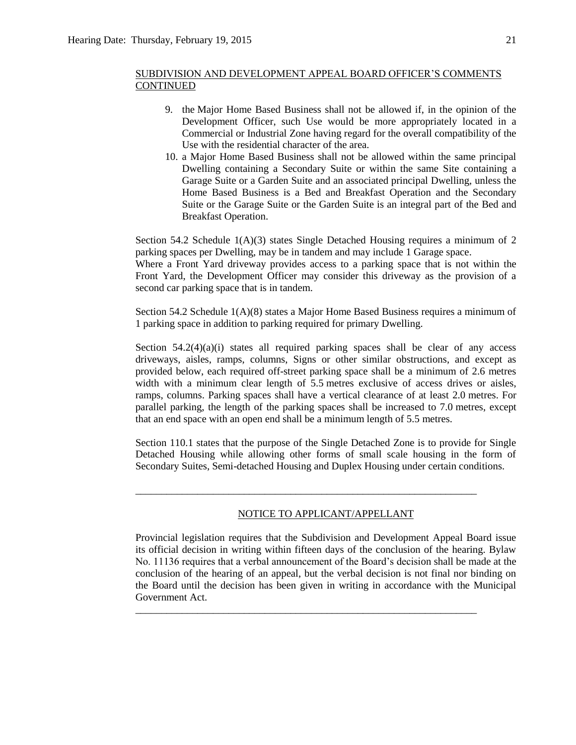SUBDIVISION AND DEVELOPMENT APPEAL BOARD OFFICER'S COMMENTS CONTINUED

9. the Major Home Based Business shall not be allowed if, in the opinion of the Development Officer, such Use would be more appropriately located in a Commercial or Industrial Zone having regard for the overall compatibility of the Use with the residential character of the area.
10. a Major Home Based Business shall not be allowed within the same principal Dwelling containing a Secondary Suite or within the same Site containing a Garage Suite or a Garden Suite and an associated principal Dwelling, unless the Home Based Business is a Bed and Breakfast Operation and the Secondary Suite or the Garage Suite or the Garden Suite is an integral part of the Bed and Breakfast Operation.

Section 54.2 Schedule 1(A)(3) states Single Detached Housing requires a minimum of 2 parking spaces per Dwelling, may be in tandem and may include 1 Garage space.
Where a Front Yard driveway provides access to a parking space that is not within the Front Yard, the Development Officer may consider this driveway as the provision of a second car parking space that is in tandem.

Section 54.2 Schedule 1(A)(8) states a Major Home Based Business requires a minimum of 1 parking space in addition to parking required for primary Dwelling.

Section 54.2(4)(a)(i) states all required parking spaces shall be clear of any access driveways, aisles, ramps, columns, Signs or other similar obstructions, and except as provided below, each required off-street parking space shall be a minimum of 2.6 metres width with a minimum clear length of 5.5 metres exclusive of access drives or aisles, ramps, columns. Parking spaces shall have a vertical clearance of at least 2.0 metres. For parallel parking, the length of the parking spaces shall be increased to 7.0 metres, except that an end space with an open end shall be a minimum length of 5.5 metres.

Section 110.1 states that the purpose of the Single Detached Zone is to provide for Single Detached Housing while allowing other forms of small scale housing in the form of Secondary Suites, Semi-detached Housing and Duplex Housing under certain conditions.

---

NOTICE TO APPLICANT/APPELLANT

Provincial legislation requires that the Subdivision and Development Appeal Board issue its official decision in writing within fifteen days of the conclusion of the hearing. Bylaw No. 11136 requires that a verbal announcement of the Board's decision shall be made at the conclusion of the hearing of an appeal, but the verbal decision is not final nor binding on the Board until the decision has been given in writing in accordance with the Municipal Government Act.

---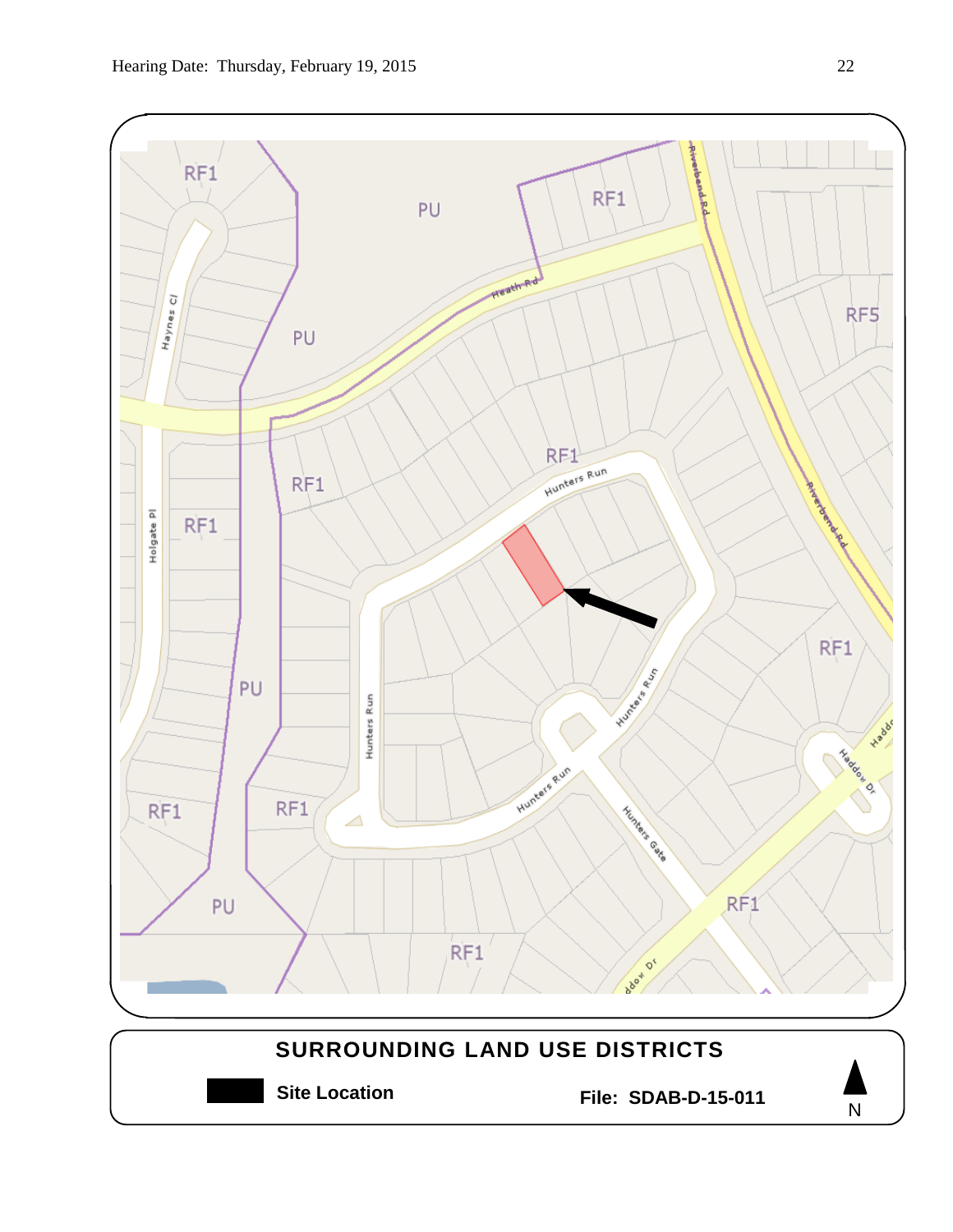RF1

PU

RF1

Haynes Cl

Heath Rd

Riverbend Rd

RF5

PU

RF1

Hunters Run

RF1

RF1

Holgate Pl

PU

Hunters Run

Hunters Run

RF1

Hunters Run

RF1

RF1

Haddow Dr

Hunters Gate

PU

RF1

RF1

Haddow Dr

## SURROUNDING LAND USE DISTRICTS

**Site Location**

**File: SDAB-D-15-011**

N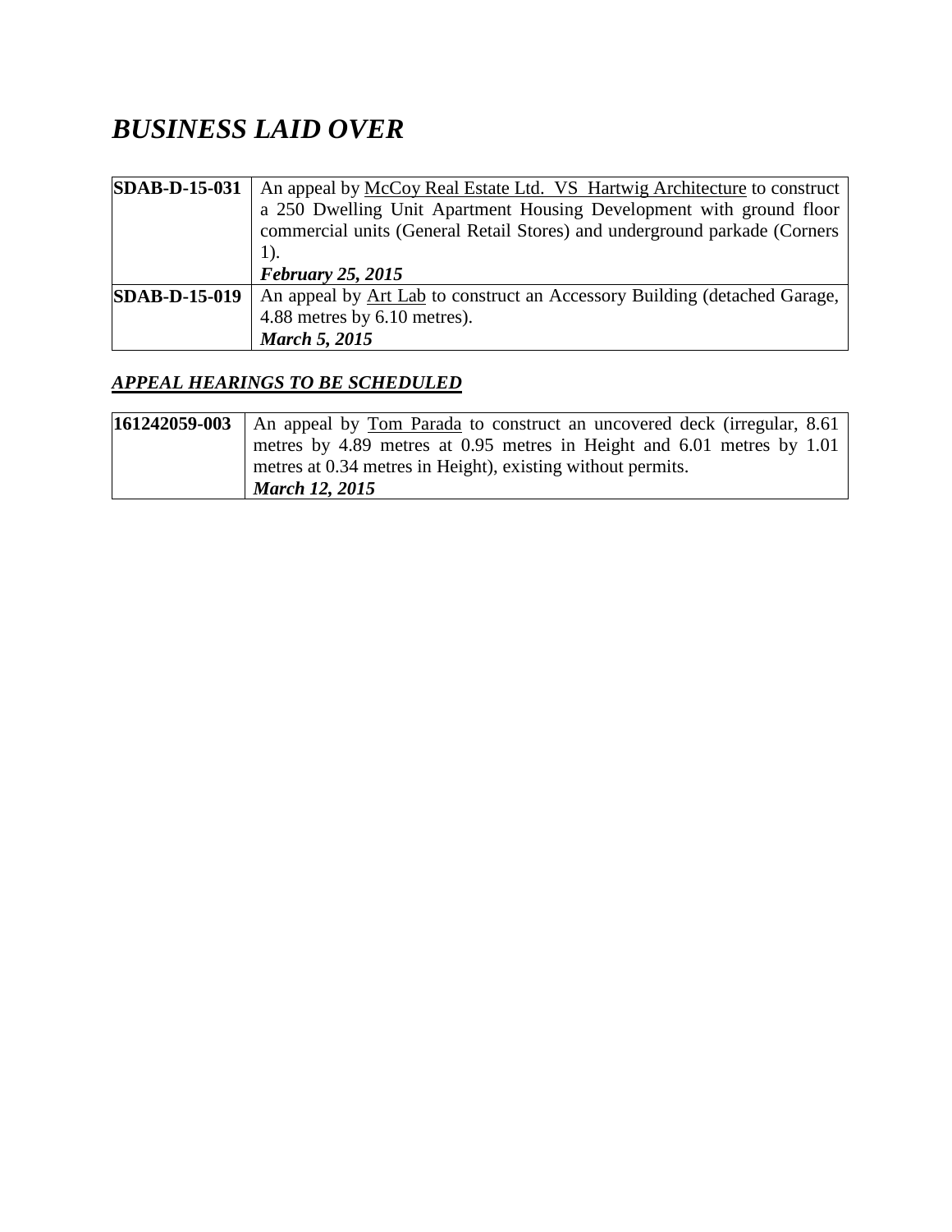# *BUSINESS LAID OVER*

| | |
|---|---|
| **SDAB-D-15-031** | An appeal by McCoy Real Estate Ltd.  VS  Hartwig Architecture to construct a 250 Dwelling Unit Apartment Housing Development with ground floor commercial units (General Retail Stores) and underground parkade (Corners 1).<br>***February 25, 2015*** |
| **SDAB-D-15-019** | An appeal by Art Lab to construct an Accessory Building (detached Garage, 4.88 metres by 6.10 metres).<br>***March 5, 2015*** |

## ***APPEAL HEARINGS TO BE SCHEDULED***

| | |
|---|---|
| **161242059-003** | An appeal by Tom Parada to construct an uncovered deck (irregular, 8.61 metres by 4.89 metres at 0.95 metres in Height and 6.01 metres by 1.01 metres at 0.34 metres in Height), existing without permits.<br>***March 12, 2015*** |